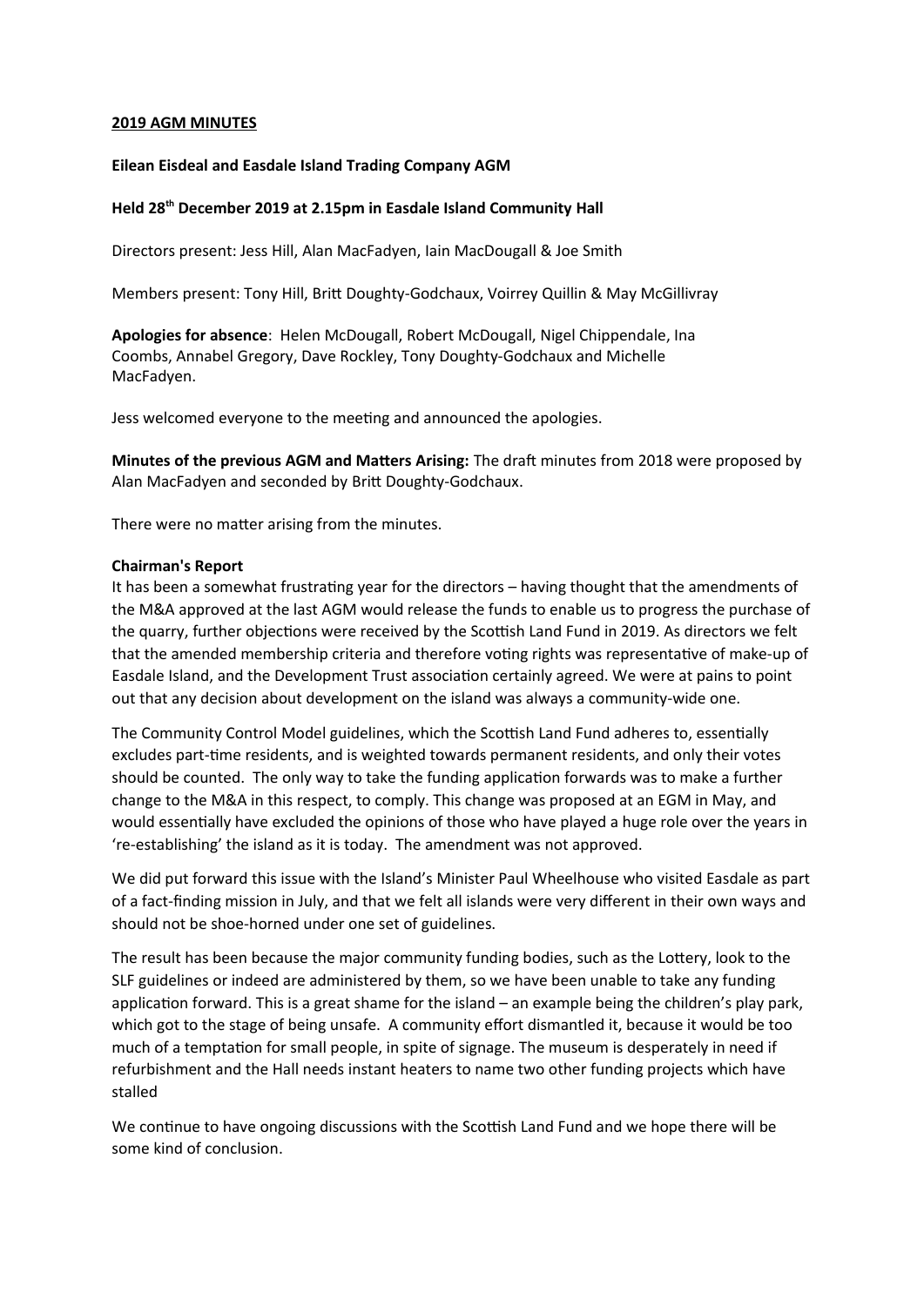**2019 AGM MINUTES**

**Eilean Eisdeal and Easdale Island Trading Company AGM**

**Held 28th December 2019 at 2.15pm in Easdale Island Community Hall**

Directors present: Jess Hill, Alan MacFadyen, Iain MacDougall & Joe Smith

Members present: Tony Hill, Britt Doughty-Godchaux, Voirrey Quillin & May McGillivray

**Apologies for absence**: Helen McDougall, Robert McDougall, Nigel Chippendale, Ina Coombs, Annabel Gregory, Dave Rockley, Tony Doughty-Godchaux and Michelle MacFadyen.

Jess welcomed everyone to the meeting and announced the apologies.

**Minutes of the previous AGM and Matters Arising:** The draft minutes from 2018 were proposed by Alan MacFadyen and seconded by Britt Doughty-Godchaux.

There were no matter arising from the minutes.

**Chairman's Report**

It has been a somewhat frustrating year for the directors – having thought that the amendments of the M&A approved at the last AGM would release the funds to enable us to progress the purchase of the quarry, further objections were received by the Scottish Land Fund in 2019. As directors we felt that the amended membership criteria and therefore voting rights was representative of make-up of Easdale Island, and the Development Trust association certainly agreed. We were at pains to point out that any decision about development on the island was always a community-wide one.

The Community Control Model guidelines, which the Scottish Land Fund adheres to, essentially excludes part-time residents, and is weighted towards permanent residents, and only their votes should be counted. The only way to take the funding application forwards was to make a further change to the M&A in this respect, to comply. This change was proposed at an EGM in May, and would essentially have excluded the opinions of those who have played a huge role over the years in 're-establishing' the island as it is today. The amendment was not approved.

We did put forward this issue with the Island's Minister Paul Wheelhouse who visited Easdale as part of a fact-finding mission in July, and that we felt all islands were very different in their own ways and should not be shoe-horned under one set of guidelines.

The result has been because the major community funding bodies, such as the Lottery, look to the SLF guidelines or indeed are administered by them, so we have been unable to take any funding application forward. This is a great shame for the island – an example being the children's play park, which got to the stage of being unsafe. A community effort dismantled it, because it would be too much of a temptation for small people, in spite of signage. The museum is desperately in need if refurbishment and the Hall needs instant heaters to name two other funding projects which have stalled

We continue to have ongoing discussions with the Scottish Land Fund and we hope there will be some kind of conclusion.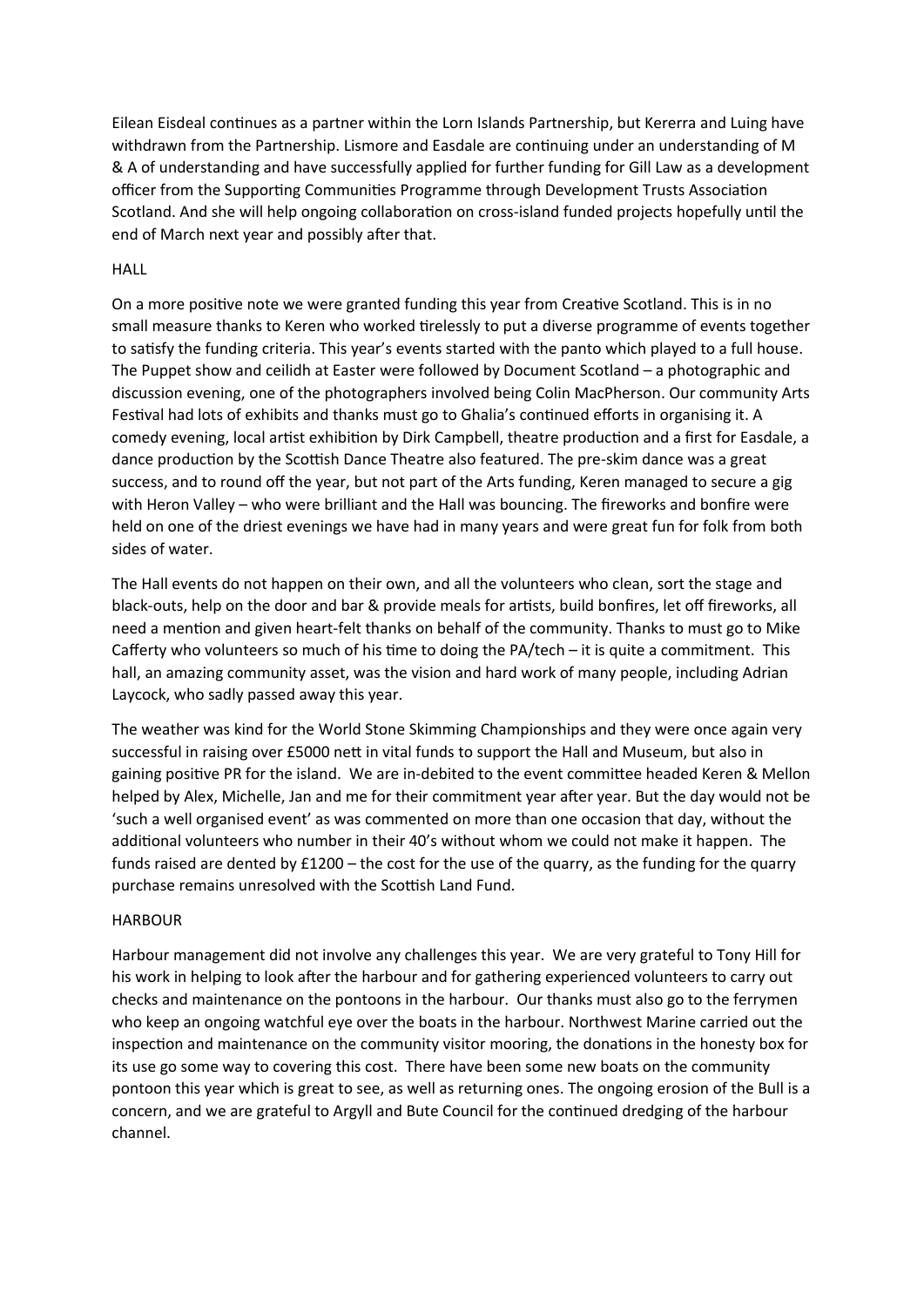Eilean Eisdeal continues as a partner within the Lorn Islands Partnership, but Kererra and Luing have withdrawn from the Partnership. Lismore and Easdale are continuing under an understanding of M & A of understanding and have successfully applied for further funding for Gill Law as a development officer from the Supporting Communities Programme through Development Trusts Association Scotland. And she will help ongoing collaboration on cross-island funded projects hopefully until the end of March next year and possibly after that.

## HALL

On a more positive note we were granted funding this year from Creative Scotland. This is in no small measure thanks to Keren who worked tirelessly to put a diverse programme of events together to satisfy the funding criteria. This year's events started with the panto which played to a full house. The Puppet show and ceilidh at Easter were followed by Document Scotland – a photographic and discussion evening, one of the photographers involved being Colin MacPherson. Our community Arts Festival had lots of exhibits and thanks must go to Ghalia's continued efforts in organising it. A comedy evening, local artist exhibition by Dirk Campbell, theatre production and a first for Easdale, a dance production by the Scottish Dance Theatre also featured. The pre-skim dance was a great success, and to round off the year, but not part of the Arts funding, Keren managed to secure a gig with Heron Valley – who were brilliant and the Hall was bouncing. The fireworks and bonfire were held on one of the driest evenings we have had in many years and were great fun for folk from both sides of water.

The Hall events do not happen on their own, and all the volunteers who clean, sort the stage and black-outs, help on the door and bar & provide meals for artists, build bonfires, let off fireworks, all need a mention and given heart-felt thanks on behalf of the community. Thanks to must go to Mike Cafferty who volunteers so much of his time to doing the PA/tech – it is quite a commitment. This hall, an amazing community asset, was the vision and hard work of many people, including Adrian Laycock, who sadly passed away this year.

The weather was kind for the World Stone Skimming Championships and they were once again very successful in raising over £5000 nett in vital funds to support the Hall and Museum, but also in gaining positive PR for the island. We are in-debited to the event committee headed Keren & Mellon helped by Alex, Michelle, Jan and me for their commitment year after year. But the day would not be 'such a well organised event' as was commented on more than one occasion that day, without the additional volunteers who number in their 40's without whom we could not make it happen. The funds raised are dented by £1200 – the cost for the use of the quarry, as the funding for the quarry purchase remains unresolved with the Scottish Land Fund.

## HARBOUR

Harbour management did not involve any challenges this year. We are very grateful to Tony Hill for his work in helping to look after the harbour and for gathering experienced volunteers to carry out checks and maintenance on the pontoons in the harbour. Our thanks must also go to the ferrymen who keep an ongoing watchful eye over the boats in the harbour. Northwest Marine carried out the inspection and maintenance on the community visitor mooring, the donations in the honesty box for its use go some way to covering this cost. There have been some new boats on the community pontoon this year which is great to see, as well as returning ones. The ongoing erosion of the Bull is a concern, and we are grateful to Argyll and Bute Council for the continued dredging of the harbour channel.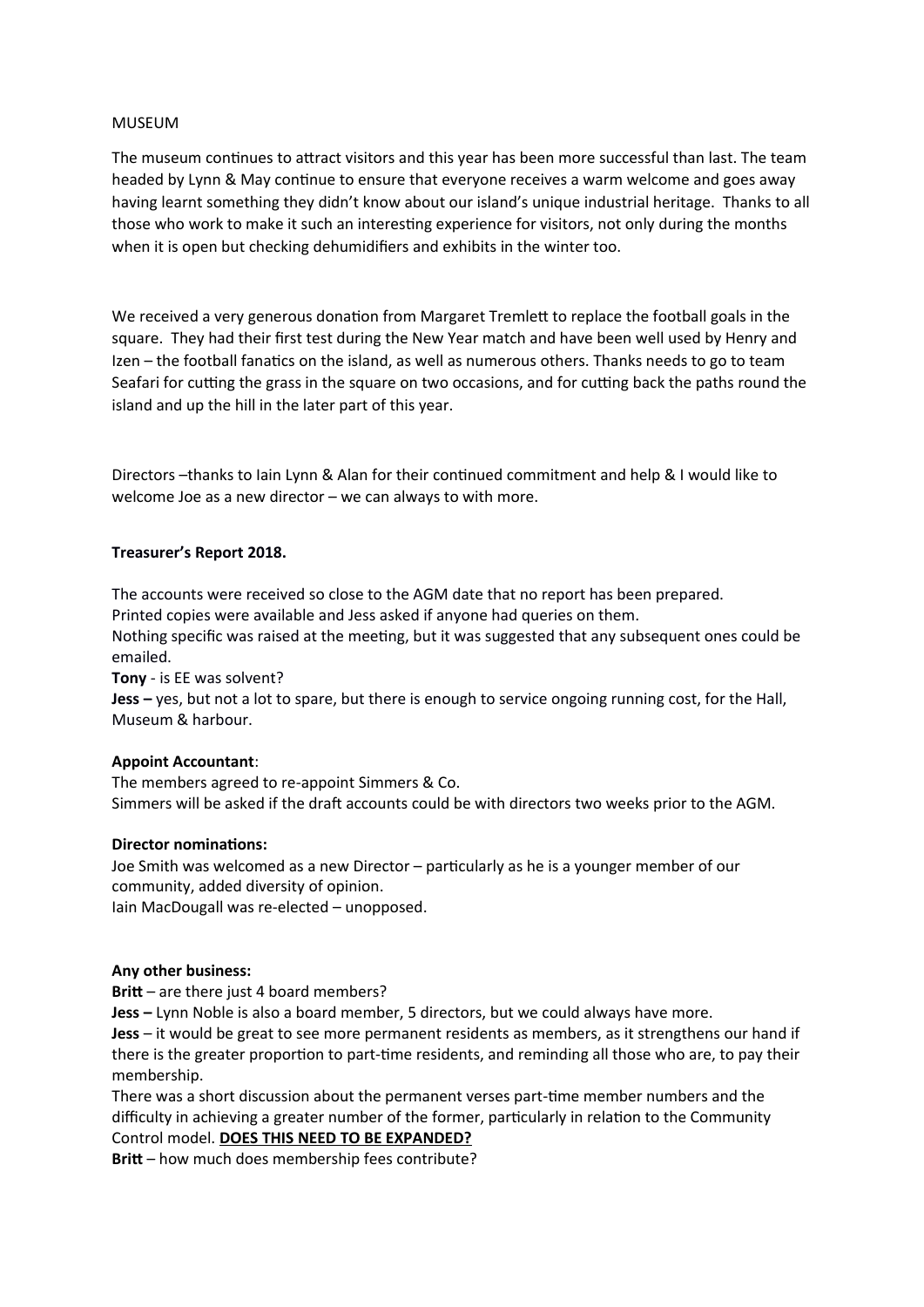MUSEUM

The museum continues to attract visitors and this year has been more successful than last. The team headed by Lynn & May continue to ensure that everyone receives a warm welcome and goes away having learnt something they didn't know about our island's unique industrial heritage. Thanks to all those who work to make it such an interesting experience for visitors, not only during the months when it is open but checking dehumidifiers and exhibits in the winter too.

We received a very generous donation from Margaret Tremlett to replace the football goals in the square. They had their first test during the New Year match and have been well used by Henry and Izen – the football fanatics on the island, as well as numerous others. Thanks needs to go to team Seafari for cutting the grass in the square on two occasions, and for cutting back the paths round the island and up the hill in the later part of this year.

Directors –thanks to Iain Lynn & Alan for their continued commitment and help & I would like to welcome Joe as a new director – we can always to with more.

**Treasurer's Report 2018.**

The accounts were received so close to the AGM date that no report has been prepared.
Printed copies were available and Jess asked if anyone had queries on them.
Nothing specific was raised at the meeting, but it was suggested that any subsequent ones could be emailed.
**Tony** - is EE was solvent?
**Jess –** yes, but not a lot to spare, but there is enough to service ongoing running cost, for the Hall, Museum & harbour.

**Appoint Accountant**:
The members agreed to re-appoint Simmers & Co.
Simmers will be asked if the draft accounts could be with directors two weeks prior to the AGM.

**Director nominations:**
Joe Smith was welcomed as a new Director – particularly as he is a younger member of our community, added diversity of opinion.
Iain MacDougall was re-elected – unopposed.

**Any other business:**
**Britt** – are there just 4 board members?
**Jess –** Lynn Noble is also a board member, 5 directors, but we could always have more.
**Jess** – it would be great to see more permanent residents as members, as it strengthens our hand if there is the greater proportion to part-time residents, and reminding all those who are, to pay their membership.
There was a short discussion about the permanent verses part-time member numbers and the difficulty in achieving a greater number of the former, particularly in relation to the Community Control model. **<u>DOES THIS NEED TO BE EXPANDED?</u>**
**Britt** – how much does membership fees contribute?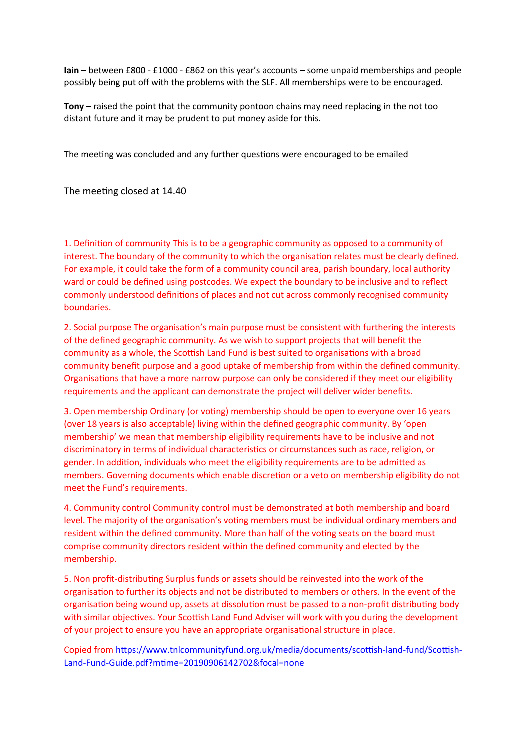**Iain** – between £800 - £1000 - £862 on this year's accounts – some unpaid memberships and people possibly being put off with the problems with the SLF. All memberships were to be encouraged.

**Tony –** raised the point that the community pontoon chains may need replacing in the not too distant future and it may be prudent to put money aside for this.

The meeting was concluded and any further questions were encouraged to be emailed

The meeting closed at 14.40

1. Definition of community This is to be a geographic community as opposed to a community of interest. The boundary of the community to which the organisation relates must be clearly defined. For example, it could take the form of a community council area, parish boundary, local authority ward or could be defined using postcodes. We expect the boundary to be inclusive and to reflect commonly understood definitions of places and not cut across commonly recognised community boundaries.

2. Social purpose The organisation's main purpose must be consistent with furthering the interests of the defined geographic community. As we wish to support projects that will benefit the community as a whole, the Scottish Land Fund is best suited to organisations with a broad community benefit purpose and a good uptake of membership from within the defined community. Organisations that have a more narrow purpose can only be considered if they meet our eligibility requirements and the applicant can demonstrate the project will deliver wider benefits.

3. Open membership Ordinary (or voting) membership should be open to everyone over 16 years (over 18 years is also acceptable) living within the defined geographic community. By 'open membership' we mean that membership eligibility requirements have to be inclusive and not discriminatory in terms of individual characteristics or circumstances such as race, religion, or gender. In addition, individuals who meet the eligibility requirements are to be admitted as members. Governing documents which enable discretion or a veto on membership eligibility do not meet the Fund's requirements.

4. Community control Community control must be demonstrated at both membership and board level. The majority of the organisation's voting members must be individual ordinary members and resident within the defined community. More than half of the voting seats on the board must comprise community directors resident within the defined community and elected by the membership.

5. Non profit-distributing Surplus funds or assets should be reinvested into the work of the organisation to further its objects and not be distributed to members or others. In the event of the organisation being wound up, assets at dissolution must be passed to a non-profit distributing body with similar objectives. Your Scottish Land Fund Adviser will work with you during the development of your project to ensure you have an appropriate organisational structure in place.

Copied from [https://www.tnlcommunityfund.org.uk/media/documents/scottish-land-fund/Scottish-Land-Fund-Guide.pdf?mtime=20190906142702&focal=none](https://www.tnlcommunityfund.org.uk/media/documents/scottish-land-fund/Scottish-Land-Fund-Guide.pdf?mtime=20190906142702&focal=none)